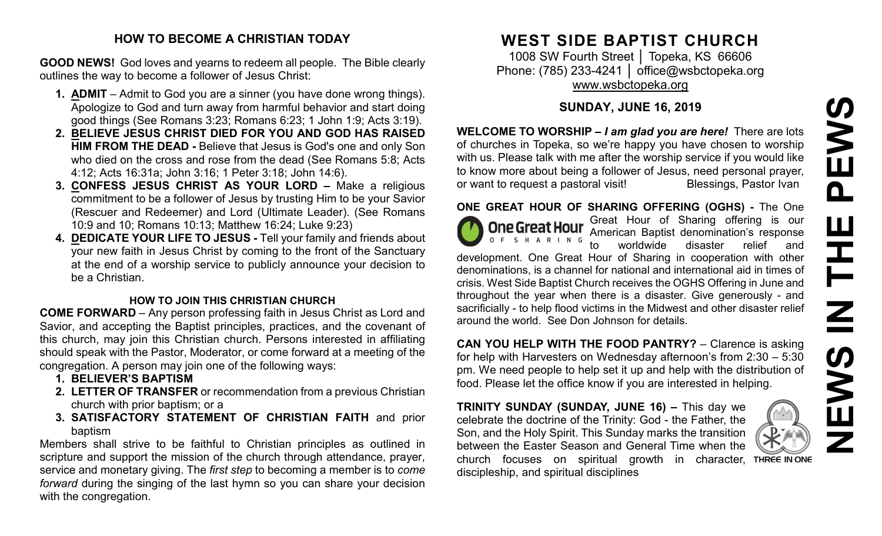## HOW TO BECOME A CHRISTIAN TODAY

**GOOD NEWS!** God loves and yearns to redeem all people. The Bible clearly outlines the way to become a follower of Jesus Christ:

1. **ADMIT** – Admit to God you are a sinner (you have done wrong things). Apologize to God and turn away from harmful behavior and start doing good things (See Romans 3:23; Romans 6:23; 1 John 1:9; Acts 3:19).
2. **BELIEVE JESUS CHRIST DIED FOR YOU AND GOD HAS RAISED HIM FROM THE DEAD -** Believe that Jesus is God's one and only Son who died on the cross and rose from the dead (See Romans 5:8; Acts 4:12; Acts 16:31a; John 3:16; 1 Peter 3:18; John 14:6).
3. **CONFESS JESUS CHRIST AS YOUR LORD –** Make a religious commitment to be a follower of Jesus by trusting Him to be your Savior (Rescuer and Redeemer) and Lord (Ultimate Leader). (See Romans 10:9 and 10; Romans 10:13; Matthew 16:24; Luke 9:23)
4. **DEDICATE YOUR LIFE TO JESUS -** Tell your family and friends about your new faith in Jesus Christ by coming to the front of the Sanctuary at the end of a worship service to publicly announce your decision to be a Christian.

### HOW TO JOIN THIS CHRISTIAN CHURCH

**COME FORWARD** – Any person professing faith in Jesus Christ as Lord and Savior, and accepting the Baptist principles, practices, and the covenant of this church, may join this Christian church. Persons interested in affiliating should speak with the Pastor, Moderator, or come forward at a meeting of the congregation. A person may join one of the following ways:

1. **BELIEVER'S BAPTISM**
2. **LETTER OF TRANSFER** or recommendation from a previous Christian church with prior baptism; or a
3. **SATISFACTORY STATEMENT OF CHRISTIAN FAITH** and prior baptism

Members shall strive to be faithful to Christian principles as outlined in scripture and support the mission of the church through attendance, prayer, service and monetary giving. The *first step* to becoming a member is to *come forward* during the singing of the last hymn so you can share your decision with the congregation.

# WEST SIDE BAPTIST CHURCH

1008 SW Fourth Street │ Topeka, KS 66606
Phone: (785) 233-4241 │ office@wsbctopeka.org
www.wsbctopeka.org

## SUNDAY, JUNE 16, 2019

# NEWS IN THE PEWS

**WELCOME TO WORSHIP –** ***I am glad you are here!*** There are lots of churches in Topeka, so we're happy you have chosen to worship with us. Please talk with me after the worship service if you would like to know more about being a follower of Jesus, need personal prayer, or want to request a pastoral visit! Blessings, Pastor Ivan

**ONE GREAT HOUR OF SHARING OFFERING (OGHS) -** The One Great Hour of Sharing offering is our American Baptist denomination's response to worldwide disaster relief and development. One Great Hour of Sharing in cooperation with other denominations, is a channel for national and international aid in times of crisis. West Side Baptist Church receives the OGHS Offering in June and throughout the year when there is a disaster. Give generously - and sacrificially - to help flood victims in the Midwest and other disaster relief around the world. See Don Johnson for details.

**CAN YOU HELP WITH THE FOOD PANTRY?** – Clarence is asking for help with Harvesters on Wednesday afternoon's from 2:30 – 5:30 pm. We need people to help set it up and help with the distribution of food. Please let the office know if you are interested in helping.

**TRINITY SUNDAY (SUNDAY, JUNE 16) –** This day we celebrate the doctrine of the Trinity: God - the Father, the Son, and the Holy Spirit. This Sunday marks the transition between the Easter Season and General Time when the church focuses on spiritual growth in character, discipleship, and spiritual disciplines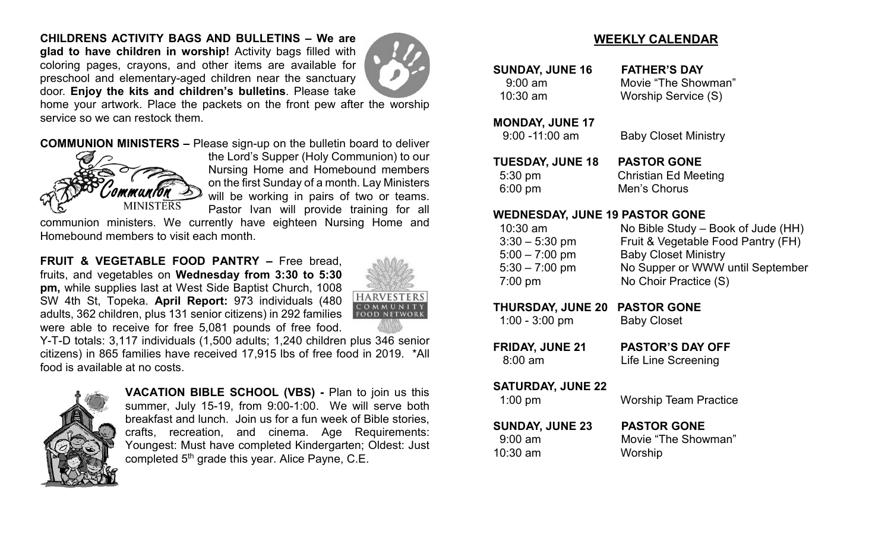**CHILDRENS ACTIVITY BAGS AND BULLETINS – We are glad to have children in worship!** Activity bags filled with coloring pages, crayons, and other items are available for preschool and elementary-aged children near the sanctuary door. **Enjoy the kits and children's bulletins**. Please take home your artwork. Place the packets on the front pew after the worship service so we can restock them.

**COMMUNION MINISTERS –** Please sign-up on the bulletin board to deliver the Lord's Supper (Holy Communion) to our Nursing Home and Homebound members on the first Sunday of a month. Lay Ministers will be working in pairs of two or teams. Pastor Ivan will provide training for all communion ministers. We currently have eighteen Nursing Home and Homebound members to visit each month.

**FRUIT & VEGETABLE FOOD PANTRY –** Free bread, fruits, and vegetables on **Wednesday from 3:30 to 5:30 pm,** while supplies last at West Side Baptist Church, 1008 SW 4th St, Topeka. **April Report:** 973 individuals (480 adults, 362 children, plus 131 senior citizens) in 292 families were able to receive for free 5,081 pounds of free food. Y-T-D totals: 3,117 individuals (1,500 adults; 1,240 children plus 346 senior citizens) in 865 families have received 17,915 lbs of free food in 2019. *All food is available at no costs.

**VACATION BIBLE SCHOOL (VBS) -** Plan to join us this summer, July 15-19, from 9:00-1:00. We will serve both breakfast and lunch. Join us for a fun week of Bible stories, crafts, recreation, and cinema. Age Requirements: Youngest: Must have completed Kindergarten; Oldest: Just completed 5th grade this year. Alice Payne, C.E.

## WEEKLY CALENDAR

**SUNDAY, JUNE 16 FATHER'S DAY**
- 9:00 am — Movie "The Showman"
- 10:30 am — Worship Service (S)

**MONDAY, JUNE 17**
- 9:00 -11:00 am — Baby Closet Ministry

**TUESDAY, JUNE 18 PASTOR GONE**
- 5:30 pm — Christian Ed Meeting
- 6:00 pm — Men's Chorus

**WEDNESDAY, JUNE 19 PASTOR GONE**
- 10:30 am — No Bible Study – Book of Jude (HH)
- 3:30 – 5:30 pm — Fruit & Vegetable Food Pantry (FH)
- 5:00 – 7:00 pm — Baby Closet Ministry
- 5:30 – 7:00 pm — No Supper or WWW until September
- 7:00 pm — No Choir Practice (S)

**THURSDAY, JUNE 20 PASTOR GONE**
- 1:00 - 3:00 pm — Baby Closet

**FRIDAY, JUNE 21 PASTOR'S DAY OFF**
- 8:00 am — Life Line Screening

**SATURDAY, JUNE 22**
- 1:00 pm — Worship Team Practice

**SUNDAY, JUNE 23 PASTOR GONE**
- 9:00 am — Movie "The Showman"
- 10:30 am — Worship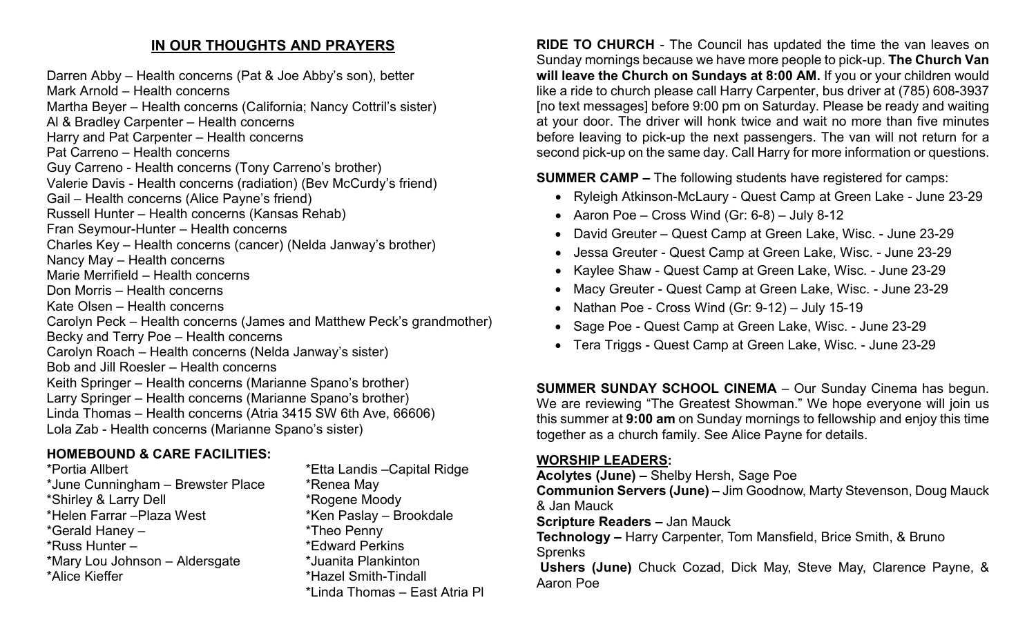## IN OUR THOUGHTS AND PRAYERS

Darren Abby – Health concerns (Pat & Joe Abby's son), better
Mark Arnold – Health concerns
Martha Beyer – Health concerns (California; Nancy Cottril's sister)
Al & Bradley Carpenter – Health concerns
Harry and Pat Carpenter – Health concerns
Pat Carreno – Health concerns
Guy Carreno - Health concerns (Tony Carreno's brother)
Valerie Davis - Health concerns (radiation) (Bev McCurdy's friend)
Gail – Health concerns (Alice Payne's friend)
Russell Hunter – Health concerns (Kansas Rehab)
Fran Seymour-Hunter – Health concerns
Charles Key – Health concerns (cancer) (Nelda Janway's brother)
Nancy May – Health concerns
Marie Merrifield – Health concerns
Don Morris – Health concerns
Kate Olsen – Health concerns
Carolyn Peck – Health concerns (James and Matthew Peck's grandmother)
Becky and Terry Poe – Health concerns
Carolyn Roach – Health concerns (Nelda Janway's sister)
Bob and Jill Roesler – Health concerns
Keith Springer – Health concerns (Marianne Spano's brother)
Larry Springer – Health concerns (Marianne Spano's brother)
Linda Thomas – Health concerns (Atria 3415 SW 6th Ave, 66606)
Lola Zab - Health concerns (Marianne Spano's sister)

### HOMEBOUND & CARE FACILITIES:

*Portia Allbert
*June Cunningham – Brewster Place
*Shirley & Larry Dell
*Helen Farrar –Plaza West
*Gerald Haney –
*Russ Hunter –
*Mary Lou Johnson – Aldersgate
*Alice Kieffer
*Etta Landis –Capital Ridge
*Renea May
*Rogene Moody
*Ken Paslay – Brookdale
*Theo Penny
*Edward Perkins
*Juanita Plankinton
*Hazel Smith-Tindall
*Linda Thomas – East Atria Pl

**RIDE TO CHURCH** - The Council has updated the time the van leaves on Sunday mornings because we have more people to pick-up. **The Church Van will leave the Church on Sundays at 8:00 AM.** If you or your children would like a ride to church please call Harry Carpenter, bus driver at (785) 608-3937 [no text messages] before 9:00 pm on Saturday. Please be ready and waiting at your door. The driver will honk twice and wait no more than five minutes before leaving to pick-up the next passengers. The van will not return for a second pick-up on the same day. Call Harry for more information or questions.

**SUMMER CAMP –** The following students have registered for camps:

- Ryleigh Atkinson-McLaury - Quest Camp at Green Lake - June 23-29
- Aaron Poe – Cross Wind (Gr: 6-8) – July 8-12
- David Greuter – Quest Camp at Green Lake, Wisc. - June 23-29
- Jessa Greuter - Quest Camp at Green Lake, Wisc. - June 23-29
- Kaylee Shaw - Quest Camp at Green Lake, Wisc. - June 23-29
- Macy Greuter - Quest Camp at Green Lake, Wisc. - June 23-29
- Nathan Poe - Cross Wind (Gr: 9-12) – July 15-19
- Sage Poe - Quest Camp at Green Lake, Wisc. - June 23-29
- Tera Triggs - Quest Camp at Green Lake, Wisc. - June 23-29

**SUMMER SUNDAY SCHOOL CINEMA** – Our Sunday Cinema has begun. We are reviewing "The Greatest Showman." We hope everyone will join us this summer at **9:00 am** on Sunday mornings to fellowship and enjoy this time together as a church family. See Alice Payne for details.

### WORSHIP LEADERS:

**Acolytes (June) –** Shelby Hersh, Sage Poe
**Communion Servers (June) –** Jim Goodnow, Marty Stevenson, Doug Mauck & Jan Mauck
**Scripture Readers –** Jan Mauck
**Technology –** Harry Carpenter, Tom Mansfield, Brice Smith, & Bruno Sprenks
**Ushers (June)** Chuck Cozad, Dick May, Steve May, Clarence Payne, & Aaron Poe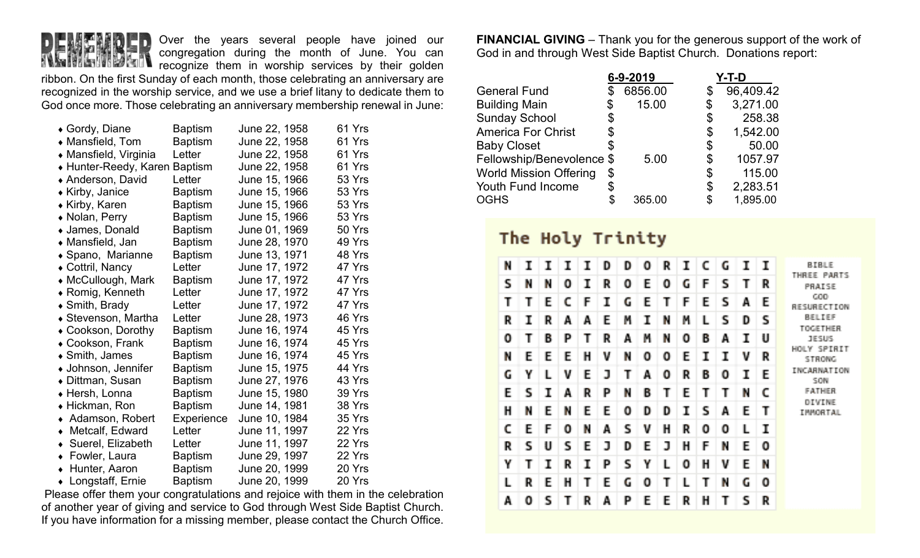**REMEMBER** Over the years several people have joined our congregation during the month of June. You can recognize them in worship services by their golden ribbon. On the first Sunday of each month, those celebrating an anniversary are recognized in the worship service, and we use a brief litany to dedicate them to God once more. Those celebrating an anniversary membership renewal in June:

| | | | |
|---|---|---|---|
| ♦ Gordy, Diane | Baptism | June 22, 1958 | 61 Yrs |
| ♦ Mansfield, Tom | Baptism | June 22, 1958 | 61 Yrs |
| ♦ Mansfield, Virginia | Letter | June 22, 1958 | 61 Yrs |
| ♦ Hunter-Reedy, Karen | Baptism | June 22, 1958 | 61 Yrs |
| ♦ Anderson, David | Letter | June 15, 1966 | 53 Yrs |
| ♦ Kirby, Janice | Baptism | June 15, 1966 | 53 Yrs |
| ♦ Kirby, Karen | Baptism | June 15, 1966 | 53 Yrs |
| ♦ Nolan, Perry | Baptism | June 15, 1966 | 53 Yrs |
| ♦ James, Donald | Baptism | June 01, 1969 | 50 Yrs |
| ♦ Mansfield, Jan | Baptism | June 28, 1970 | 49 Yrs |
| ♦ Spano, Marianne | Baptism | June 13, 1971 | 48 Yrs |
| ♦ Cottril, Nancy | Letter | June 17, 1972 | 47 Yrs |
| ♦ McCullough, Mark | Baptism | June 17, 1972 | 47 Yrs |
| ♦ Romig, Kenneth | Letter | June 17, 1972 | 47 Yrs |
| ♦ Smith, Brady | Letter | June 17, 1972 | 47 Yrs |
| ♦ Stevenson, Martha | Letter | June 28, 1973 | 46 Yrs |
| ♦ Cookson, Dorothy | Baptism | June 16, 1974 | 45 Yrs |
| ♦ Cookson, Frank | Baptism | June 16, 1974 | 45 Yrs |
| ♦ Smith, James | Baptism | June 16, 1974 | 45 Yrs |
| ♦ Johnson, Jennifer | Baptism | June 15, 1975 | 44 Yrs |
| ♦ Dittman, Susan | Baptism | June 27, 1976 | 43 Yrs |
| ♦ Hersh, Lonna | Baptism | June 15, 1980 | 39 Yrs |
| ♦ Hickman, Ron | Baptism | June 14, 1981 | 38 Yrs |
| ♦ Adamson, Robert | Experience | June 10, 1984 | 35 Yrs |
| ♦ Metcalf, Edward | Letter | June 11, 1997 | 22 Yrs |
| ♦ Suerel, Elizabeth | Letter | June 11, 1997 | 22 Yrs |
| ♦ Fowler, Laura | Baptism | June 29, 1997 | 22 Yrs |
| ♦ Hunter, Aaron | Baptism | June 20, 1999 | 20 Yrs |
| ♦ Longstaff, Ernie | Baptism | June 20, 1999 | 20 Yrs |

Please offer them your congratulations and rejoice with them in the celebration of another year of giving and service to God through West Side Baptist Church. If you have information for a missing member, please contact the Church Office.

**FINANCIAL GIVING** – Thank you for the generous support of the work of God in and through West Side Baptist Church. Donations report:

| | 6-9-2019 | Y-T-D |
|---|---|---|
| General Fund | $ 6856.00 | $ 96,409.42 |
| Building Main | $ 15.00 | $ 3,271.00 |
| Sunday School | $ | $ 258.38 |
| America For Christ | $ | $ 1,542.00 |
| Baby Closet | $ | $ 50.00 |
| Fellowship/Benevolence | $ 5.00 | $ 1057.97 |
| World Mission Offering | $ | $ 115.00 |
| Youth Fund Income | $ | $ 2,283.51 |
| OGHS | $ 365.00 | $ 1,895.00 |

## The Holy Trinity

```
N I I I I D D O R I C G I I
S N N O I R O E O G F S T R
T T E C F I G E T F E S A E
R I R A A E M I N M L S D S
O T B P T R A M N O B A I U
N E E E H V N O O E I I V R
G Y L V E J T A O R B O I E
E S I A R P N B T E T T N C
H N E N E E O D D I S A E T
C E F O N A S V H R O O L I
R S U S E J D E J H F N E O
Y T I R I P S Y L O H V E N
L R E H T E G O T L T N G O
A O S T R A P E E R H T S R
```

BIBLE
THREE PARTS
PRAISE
GOD
RESURECTION
BELIEF
TOGETHER
JESUS
HOLY SPIRIT
STRONG
INCARNATION
SON
FATHER
DIVINE
IMMORTAL